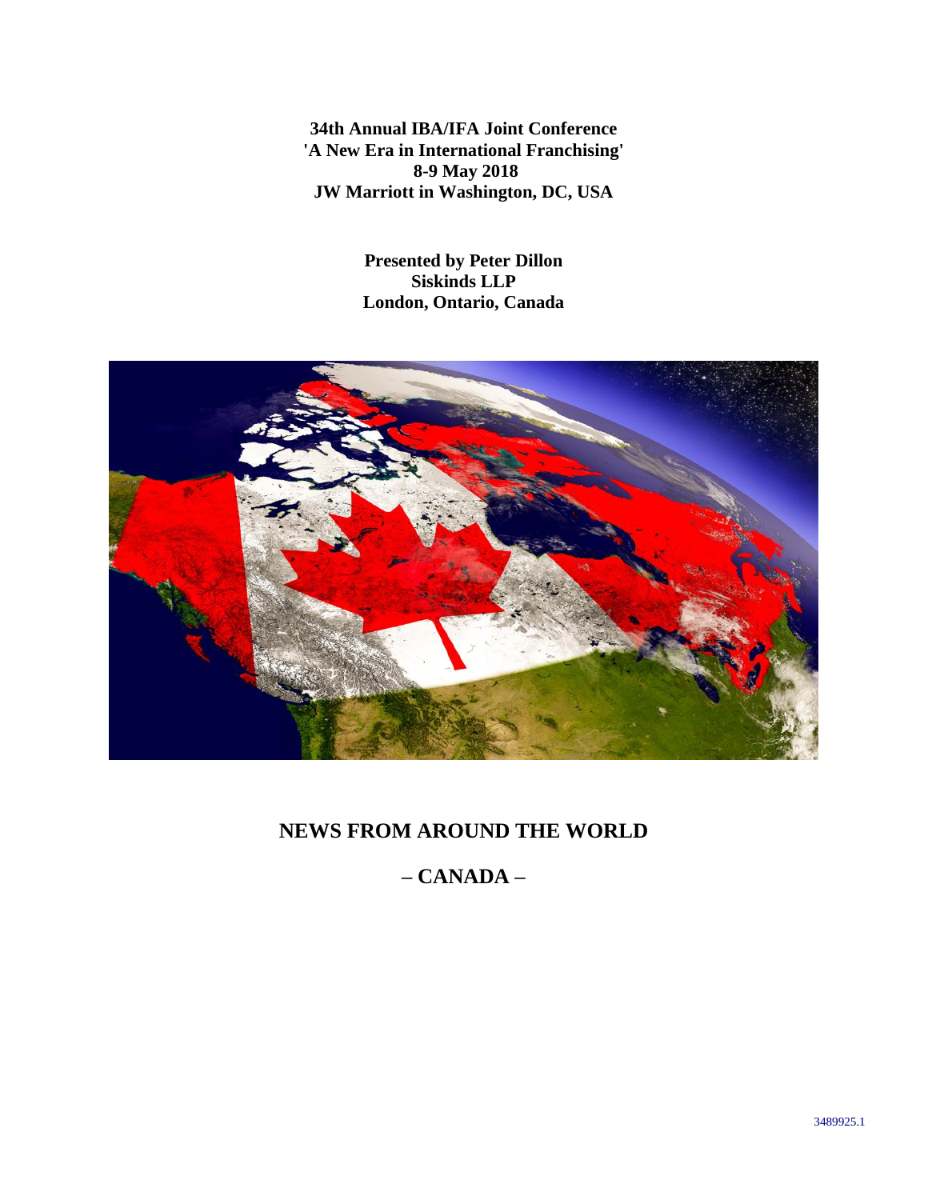**34th Annual IBA/IFA Joint Conference**
**'A New Era in International Franchising'**
**8-9 May 2018**
**JW Marriott in Washington, DC, USA**

**Presented by Peter Dillon**
**Siskinds LLP**
**London, Ontario, Canada**

# NEWS FROM AROUND THE WORLD

# – CANADA –

3489925.1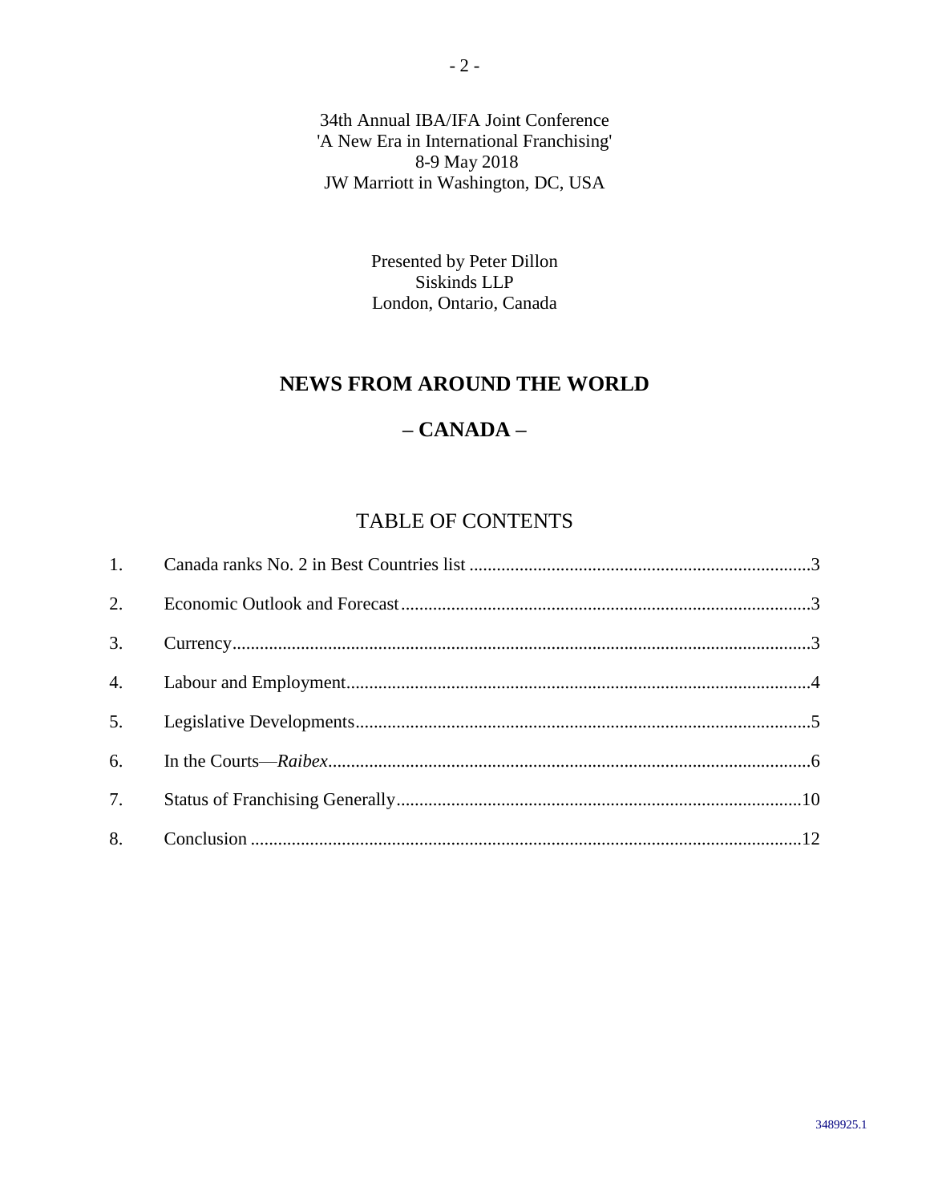34th Annual IBA/IFA Joint Conference
'A New Era in International Franchising'
8-9 May 2018
JW Marriott in Washington, DC, USA

Presented by Peter Dillon
Siskinds LLP
London, Ontario, Canada

# NEWS FROM AROUND THE WORLD

# – CANADA –

## TABLE OF CONTENTS

1. Canada ranks No. 2 in Best Countries list ........ 3
2. Economic Outlook and Forecast ........ 3
3. Currency ........ 3
4. Labour and Employment ........ 4
5. Legislative Developments ........ 5
6. In the Courts—*Raibex* ........ 6
7. Status of Franchising Generally ........ 10
8. Conclusion ........ 12

3489925.1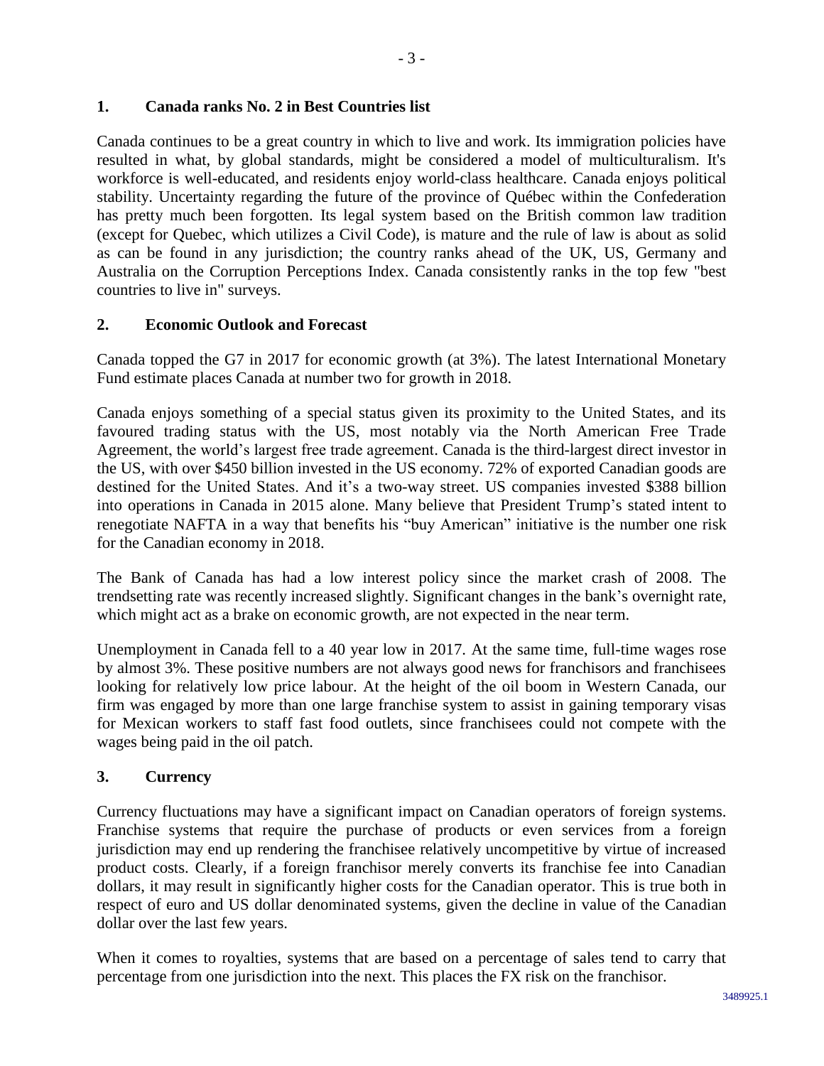## 1. Canada ranks No. 2 in Best Countries list

Canada continues to be a great country in which to live and work. Its immigration policies have resulted in what, by global standards, might be considered a model of multiculturalism. It's workforce is well-educated, and residents enjoy world-class healthcare. Canada enjoys political stability. Uncertainty regarding the future of the province of Québec within the Confederation has pretty much been forgotten. Its legal system based on the British common law tradition (except for Quebec, which utilizes a Civil Code), is mature and the rule of law is about as solid as can be found in any jurisdiction; the country ranks ahead of the UK, US, Germany and Australia on the Corruption Perceptions Index. Canada consistently ranks in the top few "best countries to live in" surveys.

## 2. Economic Outlook and Forecast

Canada topped the G7 in 2017 for economic growth (at 3%). The latest International Monetary Fund estimate places Canada at number two for growth in 2018.

Canada enjoys something of a special status given its proximity to the United States, and its favoured trading status with the US, most notably via the North American Free Trade Agreement, the world's largest free trade agreement. Canada is the third-largest direct investor in the US, with over $450 billion invested in the US economy. 72% of exported Canadian goods are destined for the United States. And it's a two-way street. US companies invested $388 billion into operations in Canada in 2015 alone. Many believe that President Trump's stated intent to renegotiate NAFTA in a way that benefits his "buy American" initiative is the number one risk for the Canadian economy in 2018.

The Bank of Canada has had a low interest policy since the market crash of 2008. The trendsetting rate was recently increased slightly. Significant changes in the bank's overnight rate, which might act as a brake on economic growth, are not expected in the near term.

Unemployment in Canada fell to a 40 year low in 2017. At the same time, full-time wages rose by almost 3%. These positive numbers are not always good news for franchisors and franchisees looking for relatively low price labour. At the height of the oil boom in Western Canada, our firm was engaged by more than one large franchise system to assist in gaining temporary visas for Mexican workers to staff fast food outlets, since franchisees could not compete with the wages being paid in the oil patch.

## 3. Currency

Currency fluctuations may have a significant impact on Canadian operators of foreign systems. Franchise systems that require the purchase of products or even services from a foreign jurisdiction may end up rendering the franchisee relatively uncompetitive by virtue of increased product costs. Clearly, if a foreign franchisor merely converts its franchise fee into Canadian dollars, it may result in significantly higher costs for the Canadian operator. This is true both in respect of euro and US dollar denominated systems, given the decline in value of the Canadian dollar over the last few years.

When it comes to royalties, systems that are based on a percentage of sales tend to carry that percentage from one jurisdiction into the next. This places the FX risk on the franchisor.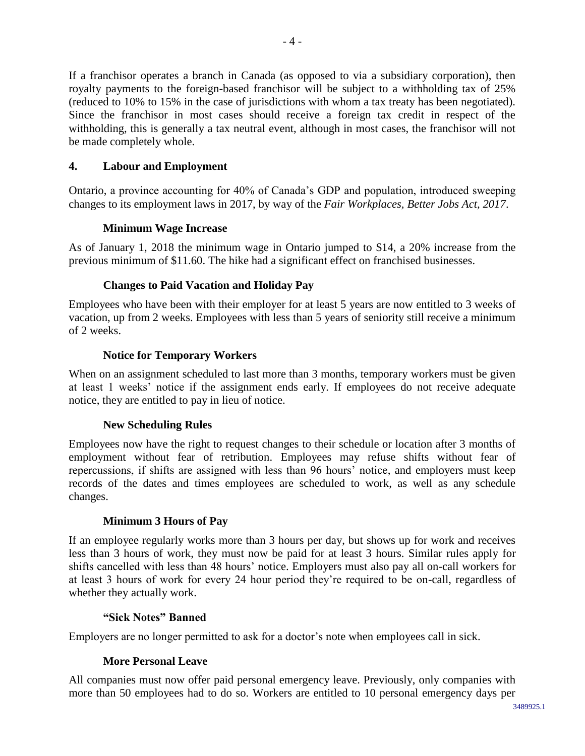If a franchisor operates a branch in Canada (as opposed to via a subsidiary corporation), then royalty payments to the foreign-based franchisor will be subject to a withholding tax of 25% (reduced to 10% to 15% in the case of jurisdictions with whom a tax treaty has been negotiated). Since the franchisor in most cases should receive a foreign tax credit in respect of the withholding, this is generally a tax neutral event, although in most cases, the franchisor will not be made completely whole.

## 4. Labour and Employment

Ontario, a province accounting for 40% of Canada's GDP and population, introduced sweeping changes to its employment laws in 2017, by way of the *Fair Workplaces, Better Jobs Act, 2017*.

### Minimum Wage Increase

As of January 1, 2018 the minimum wage in Ontario jumped to $14, a 20% increase from the previous minimum of $11.60. The hike had a significant effect on franchised businesses.

### Changes to Paid Vacation and Holiday Pay

Employees who have been with their employer for at least 5 years are now entitled to 3 weeks of vacation, up from 2 weeks. Employees with less than 5 years of seniority still receive a minimum of 2 weeks.

### Notice for Temporary Workers

When on an assignment scheduled to last more than 3 months, temporary workers must be given at least 1 weeks' notice if the assignment ends early. If employees do not receive adequate notice, they are entitled to pay in lieu of notice.

### New Scheduling Rules

Employees now have the right to request changes to their schedule or location after 3 months of employment without fear of retribution. Employees may refuse shifts without fear of repercussions, if shifts are assigned with less than 96 hours' notice, and employers must keep records of the dates and times employees are scheduled to work, as well as any schedule changes.

### Minimum 3 Hours of Pay

If an employee regularly works more than 3 hours per day, but shows up for work and receives less than 3 hours of work, they must now be paid for at least 3 hours. Similar rules apply for shifts cancelled with less than 48 hours' notice. Employers must also pay all on-call workers for at least 3 hours of work for every 24 hour period they're required to be on-call, regardless of whether they actually work.

### "Sick Notes" Banned

Employers are no longer permitted to ask for a doctor's note when employees call in sick.

### More Personal Leave

All companies must now offer paid personal emergency leave. Previously, only companies with more than 50 employees had to do so. Workers are entitled to 10 personal emergency days per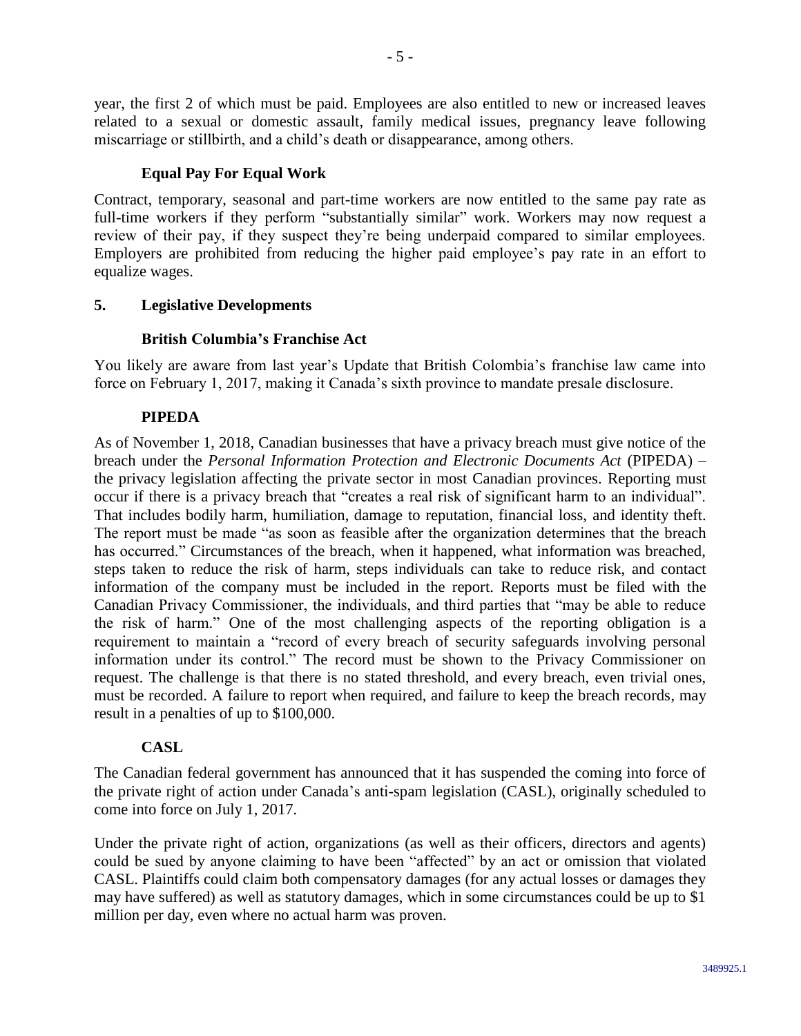year, the first 2 of which must be paid. Employees are also entitled to new or increased leaves related to a sexual or domestic assault, family medical issues, pregnancy leave following miscarriage or stillbirth, and a child's death or disappearance, among others.

### Equal Pay For Equal Work

Contract, temporary, seasonal and part-time workers are now entitled to the same pay rate as full-time workers if they perform "substantially similar" work. Workers may now request a review of their pay, if they suspect they're being underpaid compared to similar employees. Employers are prohibited from reducing the higher paid employee's pay rate in an effort to equalize wages.

## 5. Legislative Developments

### British Columbia's Franchise Act

You likely are aware from last year's Update that British Colombia's franchise law came into force on February 1, 2017, making it Canada's sixth province to mandate presale disclosure.

### PIPEDA

As of November 1, 2018, Canadian businesses that have a privacy breach must give notice of the breach under the *Personal Information Protection and Electronic Documents Act* (PIPEDA) – the privacy legislation affecting the private sector in most Canadian provinces. Reporting must occur if there is a privacy breach that "creates a real risk of significant harm to an individual". That includes bodily harm, humiliation, damage to reputation, financial loss, and identity theft. The report must be made "as soon as feasible after the organization determines that the breach has occurred." Circumstances of the breach, when it happened, what information was breached, steps taken to reduce the risk of harm, steps individuals can take to reduce risk, and contact information of the company must be included in the report. Reports must be filed with the Canadian Privacy Commissioner, the individuals, and third parties that "may be able to reduce the risk of harm." One of the most challenging aspects of the reporting obligation is a requirement to maintain a "record of every breach of security safeguards involving personal information under its control." The record must be shown to the Privacy Commissioner on request. The challenge is that there is no stated threshold, and every breach, even trivial ones, must be recorded. A failure to report when required, and failure to keep the breach records, may result in a penalties of up to $100,000.

### CASL

The Canadian federal government has announced that it has suspended the coming into force of the private right of action under Canada's anti-spam legislation (CASL), originally scheduled to come into force on July 1, 2017.

Under the private right of action, organizations (as well as their officers, directors and agents) could be sued by anyone claiming to have been "affected" by an act or omission that violated CASL. Plaintiffs could claim both compensatory damages (for any actual losses or damages they may have suffered) as well as statutory damages, which in some circumstances could be up to $1 million per day, even where no actual harm was proven.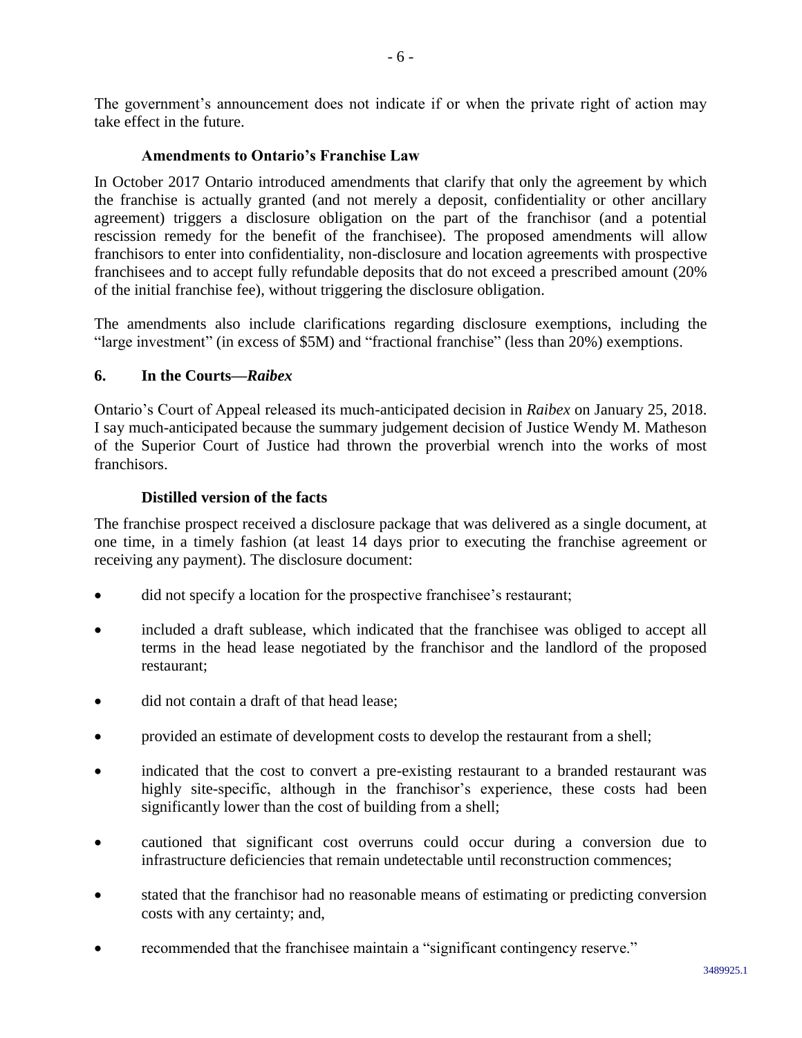The government's announcement does not indicate if or when the private right of action may take effect in the future.

### Amendments to Ontario's Franchise Law

In October 2017 Ontario introduced amendments that clarify that only the agreement by which the franchise is actually granted (and not merely a deposit, confidentiality or other ancillary agreement) triggers a disclosure obligation on the part of the franchisor (and a potential rescission remedy for the benefit of the franchisee). The proposed amendments will allow franchisors to enter into confidentiality, non-disclosure and location agreements with prospective franchisees and to accept fully refundable deposits that do not exceed a prescribed amount (20% of the initial franchise fee), without triggering the disclosure obligation.

The amendments also include clarifications regarding disclosure exemptions, including the "large investment" (in excess of $5M) and "fractional franchise" (less than 20%) exemptions.

## 6. In the Courts—*Raibex*

Ontario's Court of Appeal released its much-anticipated decision in *Raibex* on January 25, 2018. I say much-anticipated because the summary judgement decision of Justice Wendy M. Matheson of the Superior Court of Justice had thrown the proverbial wrench into the works of most franchisors.

### Distilled version of the facts

The franchise prospect received a disclosure package that was delivered as a single document, at one time, in a timely fashion (at least 14 days prior to executing the franchise agreement or receiving any payment). The disclosure document:

- did not specify a location for the prospective franchisee's restaurant;
- included a draft sublease, which indicated that the franchisee was obliged to accept all terms in the head lease negotiated by the franchisor and the landlord of the proposed restaurant;
- did not contain a draft of that head lease;
- provided an estimate of development costs to develop the restaurant from a shell;
- indicated that the cost to convert a pre-existing restaurant to a branded restaurant was highly site-specific, although in the franchisor's experience, these costs had been significantly lower than the cost of building from a shell;
- cautioned that significant cost overruns could occur during a conversion due to infrastructure deficiencies that remain undetectable until reconstruction commences;
- stated that the franchisor had no reasonable means of estimating or predicting conversion costs with any certainty; and,
- recommended that the franchisee maintain a "significant contingency reserve."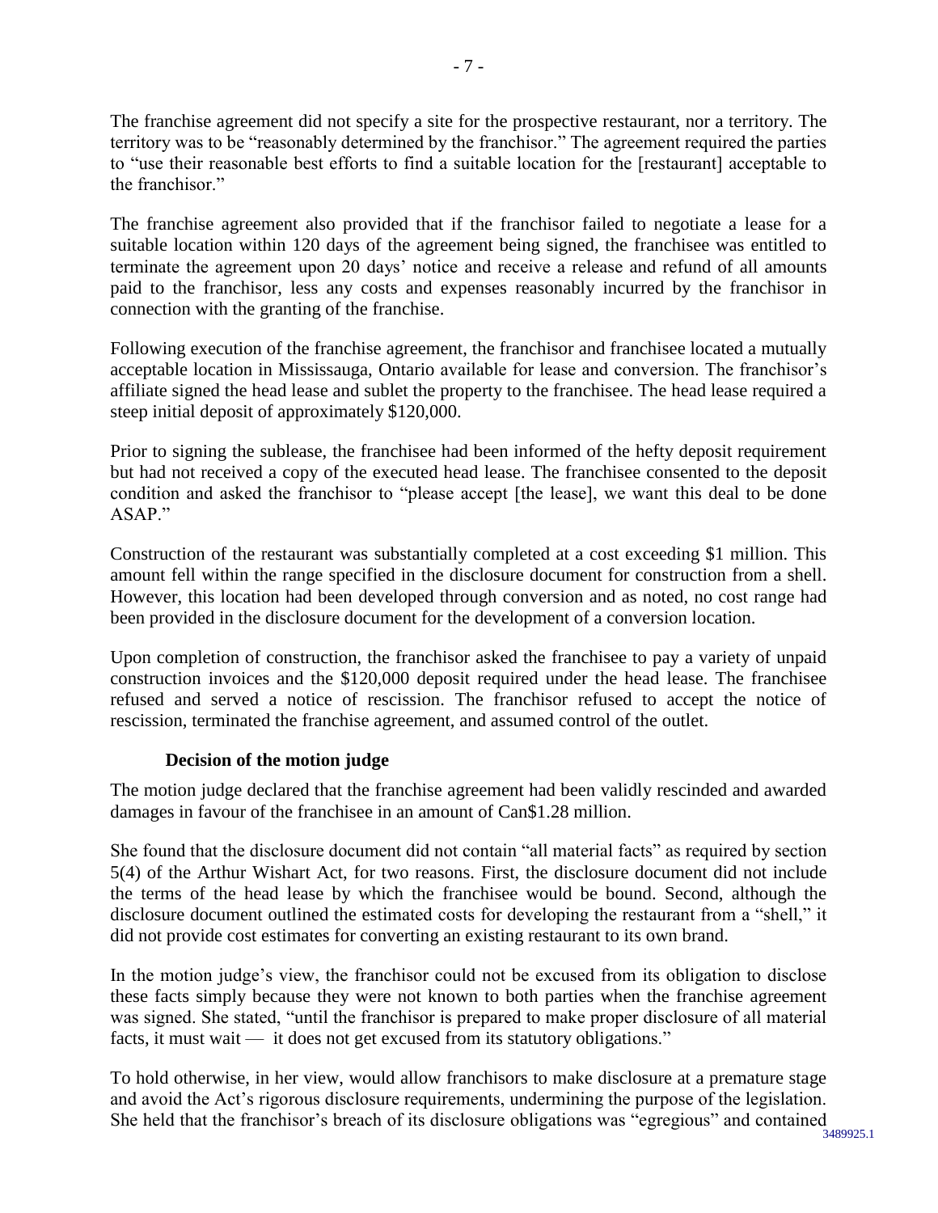The franchise agreement did not specify a site for the prospective restaurant, nor a territory. The territory was to be "reasonably determined by the franchisor." The agreement required the parties to "use their reasonable best efforts to find a suitable location for the [restaurant] acceptable to the franchisor."

The franchise agreement also provided that if the franchisor failed to negotiate a lease for a suitable location within 120 days of the agreement being signed, the franchisee was entitled to terminate the agreement upon 20 days' notice and receive a release and refund of all amounts paid to the franchisor, less any costs and expenses reasonably incurred by the franchisor in connection with the granting of the franchise.

Following execution of the franchise agreement, the franchisor and franchisee located a mutually acceptable location in Mississauga, Ontario available for lease and conversion. The franchisor's affiliate signed the head lease and sublet the property to the franchisee. The head lease required a steep initial deposit of approximately $120,000.

Prior to signing the sublease, the franchisee had been informed of the hefty deposit requirement but had not received a copy of the executed head lease. The franchisee consented to the deposit condition and asked the franchisor to "please accept [the lease], we want this deal to be done ASAP."

Construction of the restaurant was substantially completed at a cost exceeding $1 million. This amount fell within the range specified in the disclosure document for construction from a shell. However, this location had been developed through conversion and as noted, no cost range had been provided in the disclosure document for the development of a conversion location.

Upon completion of construction, the franchisor asked the franchisee to pay a variety of unpaid construction invoices and the $120,000 deposit required under the head lease. The franchisee refused and served a notice of rescission. The franchisor refused to accept the notice of rescission, terminated the franchise agreement, and assumed control of the outlet.

### Decision of the motion judge

The motion judge declared that the franchise agreement had been validly rescinded and awarded damages in favour of the franchisee in an amount of Can$1.28 million.

She found that the disclosure document did not contain "all material facts" as required by section 5(4) of the Arthur Wishart Act, for two reasons. First, the disclosure document did not include the terms of the head lease by which the franchisee would be bound. Second, although the disclosure document outlined the estimated costs for developing the restaurant from a "shell," it did not provide cost estimates for converting an existing restaurant to its own brand.

In the motion judge's view, the franchisor could not be excused from its obligation to disclose these facts simply because they were not known to both parties when the franchise agreement was signed. She stated, "until the franchisor is prepared to make proper disclosure of all material facts, it must wait — it does not get excused from its statutory obligations."

To hold otherwise, in her view, would allow franchisors to make disclosure at a premature stage and avoid the Act's rigorous disclosure requirements, undermining the purpose of the legislation. She held that the franchisor's breach of its disclosure obligations was "egregious" and contained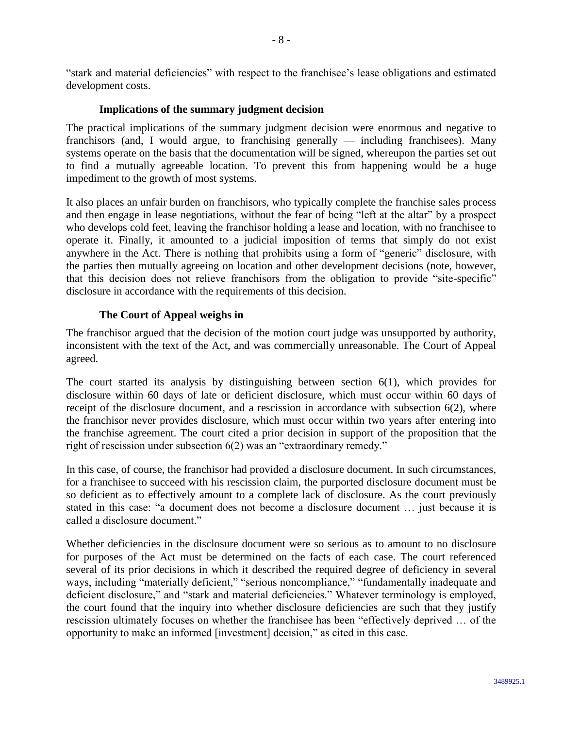"stark and material deficiencies" with respect to the franchisee's lease obligations and estimated development costs.

### Implications of the summary judgment decision

The practical implications of the summary judgment decision were enormous and negative to franchisors (and, I would argue, to franchising generally — including franchisees). Many systems operate on the basis that the documentation will be signed, whereupon the parties set out to find a mutually agreeable location. To prevent this from happening would be a huge impediment to the growth of most systems.

It also places an unfair burden on franchisors, who typically complete the franchise sales process and then engage in lease negotiations, without the fear of being "left at the altar" by a prospect who develops cold feet, leaving the franchisor holding a lease and location, with no franchisee to operate it. Finally, it amounted to a judicial imposition of terms that simply do not exist anywhere in the Act. There is nothing that prohibits using a form of "generic" disclosure, with the parties then mutually agreeing on location and other development decisions (note, however, that this decision does not relieve franchisors from the obligation to provide "site-specific" disclosure in accordance with the requirements of this decision.

### The Court of Appeal weighs in

The franchisor argued that the decision of the motion court judge was unsupported by authority, inconsistent with the text of the Act, and was commercially unreasonable. The Court of Appeal agreed.

The court started its analysis by distinguishing between section 6(1), which provides for disclosure within 60 days of late or deficient disclosure, which must occur within 60 days of receipt of the disclosure document, and a rescission in accordance with subsection 6(2), where the franchisor never provides disclosure, which must occur within two years after entering into the franchise agreement. The court cited a prior decision in support of the proposition that the right of rescission under subsection 6(2) was an "extraordinary remedy."

In this case, of course, the franchisor had provided a disclosure document. In such circumstances, for a franchisee to succeed with his rescission claim, the purported disclosure document must be so deficient as to effectively amount to a complete lack of disclosure. As the court previously stated in this case: "a document does not become a disclosure document … just because it is called a disclosure document."

Whether deficiencies in the disclosure document were so serious as to amount to no disclosure for purposes of the Act must be determined on the facts of each case. The court referenced several of its prior decisions in which it described the required degree of deficiency in several ways, including "materially deficient," "serious noncompliance," "fundamentally inadequate and deficient disclosure," and "stark and material deficiencies." Whatever terminology is employed, the court found that the inquiry into whether disclosure deficiencies are such that they justify rescission ultimately focuses on whether the franchisee has been "effectively deprived … of the opportunity to make an informed [investment] decision," as cited in this case.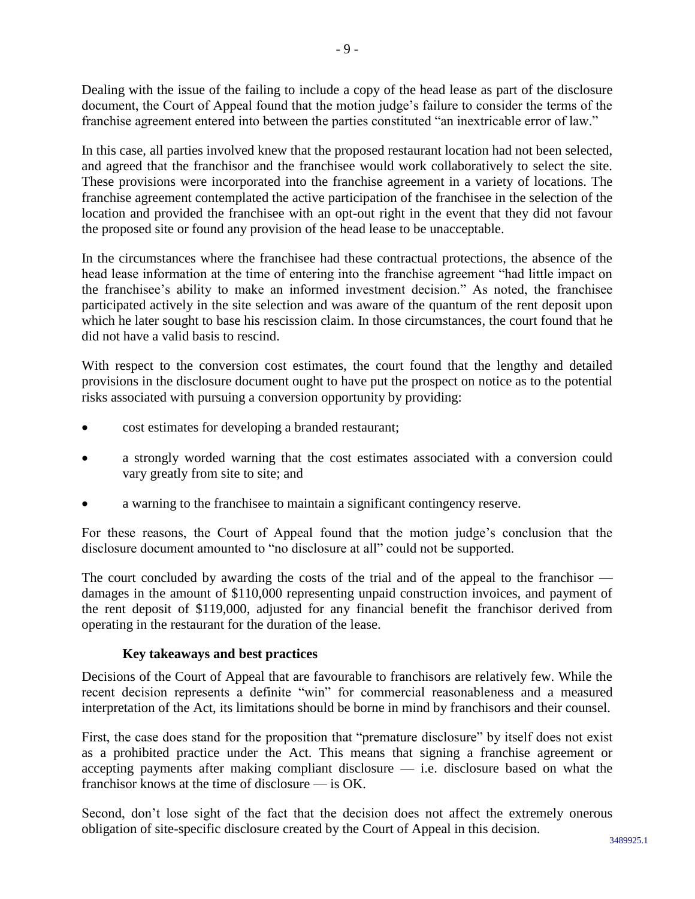Dealing with the issue of the failing to include a copy of the head lease as part of the disclosure document, the Court of Appeal found that the motion judge's failure to consider the terms of the franchise agreement entered into between the parties constituted "an inextricable error of law."

In this case, all parties involved knew that the proposed restaurant location had not been selected, and agreed that the franchisor and the franchisee would work collaboratively to select the site. These provisions were incorporated into the franchise agreement in a variety of locations. The franchise agreement contemplated the active participation of the franchisee in the selection of the location and provided the franchisee with an opt-out right in the event that they did not favour the proposed site or found any provision of the head lease to be unacceptable.

In the circumstances where the franchisee had these contractual protections, the absence of the head lease information at the time of entering into the franchise agreement "had little impact on the franchisee's ability to make an informed investment decision." As noted, the franchisee participated actively in the site selection and was aware of the quantum of the rent deposit upon which he later sought to base his rescission claim. In those circumstances, the court found that he did not have a valid basis to rescind.

With respect to the conversion cost estimates, the court found that the lengthy and detailed provisions in the disclosure document ought to have put the prospect on notice as to the potential risks associated with pursuing a conversion opportunity by providing:

- cost estimates for developing a branded restaurant;
- a strongly worded warning that the cost estimates associated with a conversion could vary greatly from site to site; and
- a warning to the franchisee to maintain a significant contingency reserve.

For these reasons, the Court of Appeal found that the motion judge's conclusion that the disclosure document amounted to "no disclosure at all" could not be supported.

The court concluded by awarding the costs of the trial and of the appeal to the franchisor — damages in the amount of $110,000 representing unpaid construction invoices, and payment of the rent deposit of $119,000, adjusted for any financial benefit the franchisor derived from operating in the restaurant for the duration of the lease.

**Key takeaways and best practices**

Decisions of the Court of Appeal that are favourable to franchisors are relatively few. While the recent decision represents a definite "win" for commercial reasonableness and a measured interpretation of the Act, its limitations should be borne in mind by franchisors and their counsel.

First, the case does stand for the proposition that "premature disclosure" by itself does not exist as a prohibited practice under the Act. This means that signing a franchise agreement or accepting payments after making compliant disclosure — i.e. disclosure based on what the franchisor knows at the time of disclosure — is OK.

Second, don't lose sight of the fact that the decision does not affect the extremely onerous obligation of site-specific disclosure created by the Court of Appeal in this decision.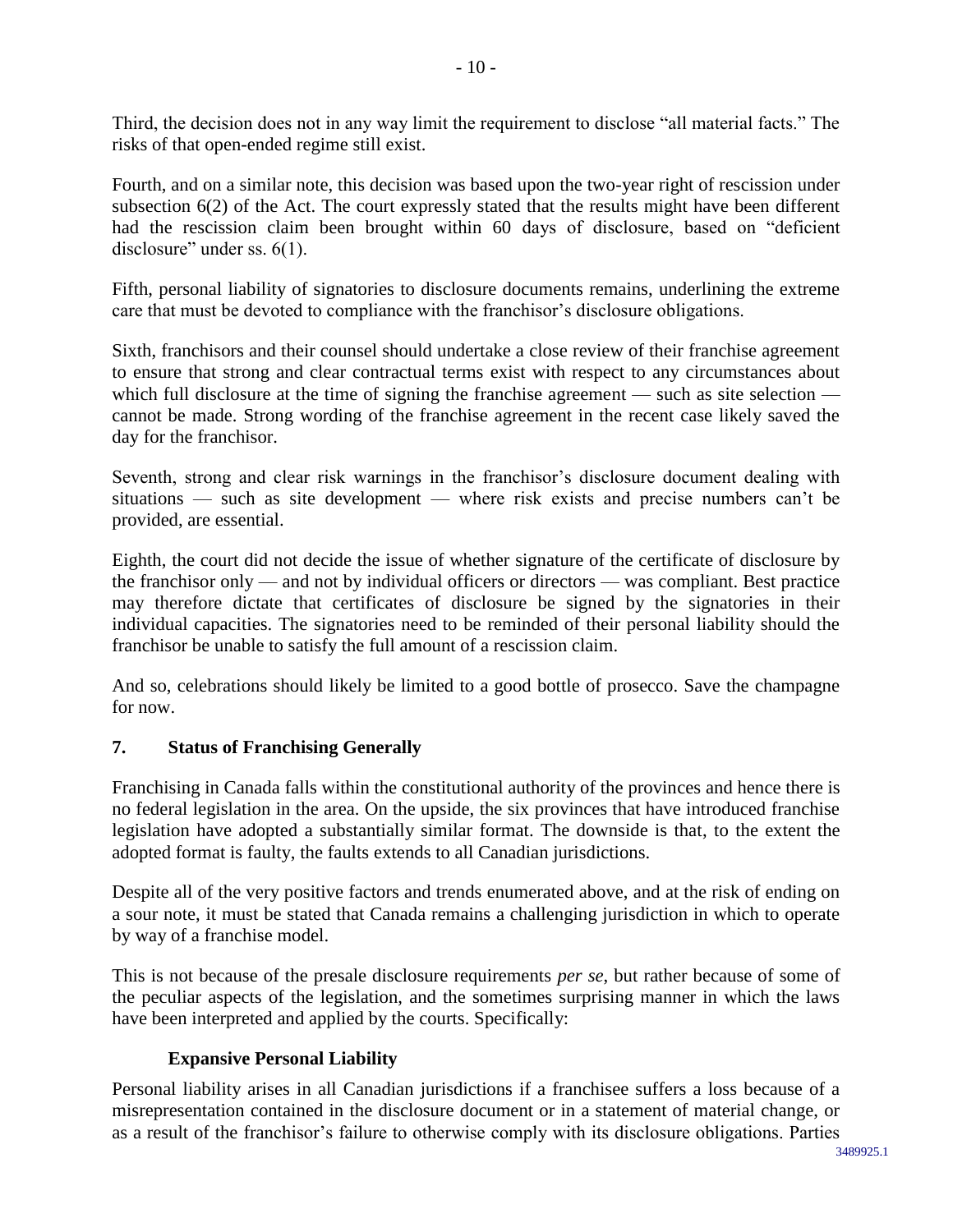Third, the decision does not in any way limit the requirement to disclose "all material facts." The risks of that open-ended regime still exist.

Fourth, and on a similar note, this decision was based upon the two-year right of rescission under subsection 6(2) of the Act. The court expressly stated that the results might have been different had the rescission claim been brought within 60 days of disclosure, based on "deficient disclosure" under ss. 6(1).

Fifth, personal liability of signatories to disclosure documents remains, underlining the extreme care that must be devoted to compliance with the franchisor's disclosure obligations.

Sixth, franchisors and their counsel should undertake a close review of their franchise agreement to ensure that strong and clear contractual terms exist with respect to any circumstances about which full disclosure at the time of signing the franchise agreement — such as site selection — cannot be made. Strong wording of the franchise agreement in the recent case likely saved the day for the franchisor.

Seventh, strong and clear risk warnings in the franchisor's disclosure document dealing with situations — such as site development — where risk exists and precise numbers can't be provided, are essential.

Eighth, the court did not decide the issue of whether signature of the certificate of disclosure by the franchisor only — and not by individual officers or directors — was compliant. Best practice may therefore dictate that certificates of disclosure be signed by the signatories in their individual capacities. The signatories need to be reminded of their personal liability should the franchisor be unable to satisfy the full amount of a rescission claim.

And so, celebrations should likely be limited to a good bottle of prosecco. Save the champagne for now.

## 7. Status of Franchising Generally

Franchising in Canada falls within the constitutional authority of the provinces and hence there is no federal legislation in the area. On the upside, the six provinces that have introduced franchise legislation have adopted a substantially similar format. The downside is that, to the extent the adopted format is faulty, the faults extends to all Canadian jurisdictions.

Despite all of the very positive factors and trends enumerated above, and at the risk of ending on a sour note, it must be stated that Canada remains a challenging jurisdiction in which to operate by way of a franchise model.

This is not because of the presale disclosure requirements *per se*, but rather because of some of the peculiar aspects of the legislation, and the sometimes surprising manner in which the laws have been interpreted and applied by the courts. Specifically:

### Expansive Personal Liability

Personal liability arises in all Canadian jurisdictions if a franchisee suffers a loss because of a misrepresentation contained in the disclosure document or in a statement of material change, or as a result of the franchisor's failure to otherwise comply with its disclosure obligations. Parties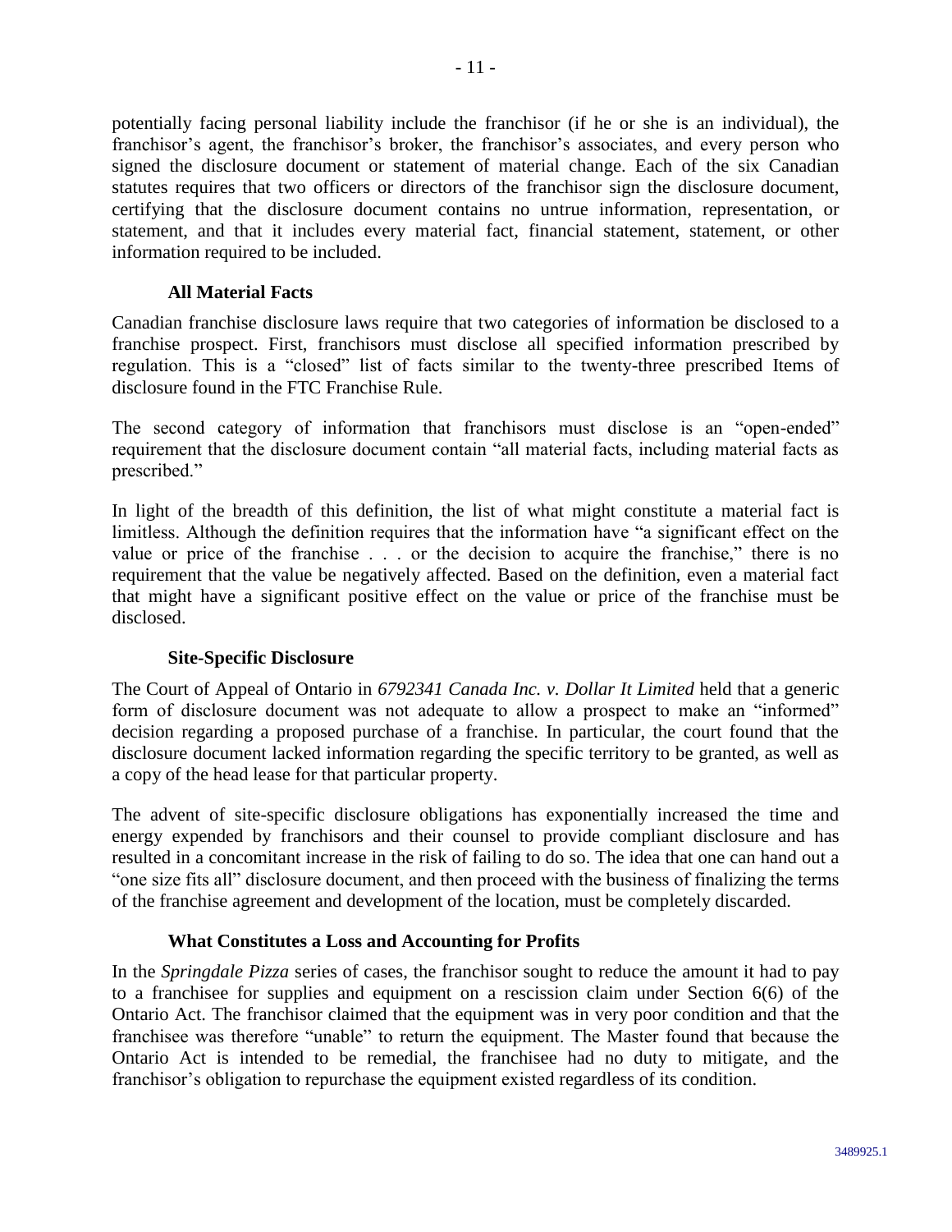potentially facing personal liability include the franchisor (if he or she is an individual), the franchisor's agent, the franchisor's broker, the franchisor's associates, and every person who signed the disclosure document or statement of material change. Each of the six Canadian statutes requires that two officers or directors of the franchisor sign the disclosure document, certifying that the disclosure document contains no untrue information, representation, or statement, and that it includes every material fact, financial statement, statement, or other information required to be included.

### All Material Facts

Canadian franchise disclosure laws require that two categories of information be disclosed to a franchise prospect. First, franchisors must disclose all specified information prescribed by regulation. This is a "closed" list of facts similar to the twenty-three prescribed Items of disclosure found in the FTC Franchise Rule.

The second category of information that franchisors must disclose is an "open-ended" requirement that the disclosure document contain "all material facts, including material facts as prescribed."

In light of the breadth of this definition, the list of what might constitute a material fact is limitless. Although the definition requires that the information have "a significant effect on the value or price of the franchise . . . or the decision to acquire the franchise," there is no requirement that the value be negatively affected. Based on the definition, even a material fact that might have a significant positive effect on the value or price of the franchise must be disclosed.

### Site-Specific Disclosure

The Court of Appeal of Ontario in *6792341 Canada Inc. v. Dollar It Limited* held that a generic form of disclosure document was not adequate to allow a prospect to make an "informed" decision regarding a proposed purchase of a franchise. In particular, the court found that the disclosure document lacked information regarding the specific territory to be granted, as well as a copy of the head lease for that particular property.

The advent of site-specific disclosure obligations has exponentially increased the time and energy expended by franchisors and their counsel to provide compliant disclosure and has resulted in a concomitant increase in the risk of failing to do so. The idea that one can hand out a "one size fits all" disclosure document, and then proceed with the business of finalizing the terms of the franchise agreement and development of the location, must be completely discarded.

### What Constitutes a Loss and Accounting for Profits

In the *Springdale Pizza* series of cases, the franchisor sought to reduce the amount it had to pay to a franchisee for supplies and equipment on a rescission claim under Section 6(6) of the Ontario Act. The franchisor claimed that the equipment was in very poor condition and that the franchisee was therefore "unable" to return the equipment. The Master found that because the Ontario Act is intended to be remedial, the franchisee had no duty to mitigate, and the franchisor's obligation to repurchase the equipment existed regardless of its condition.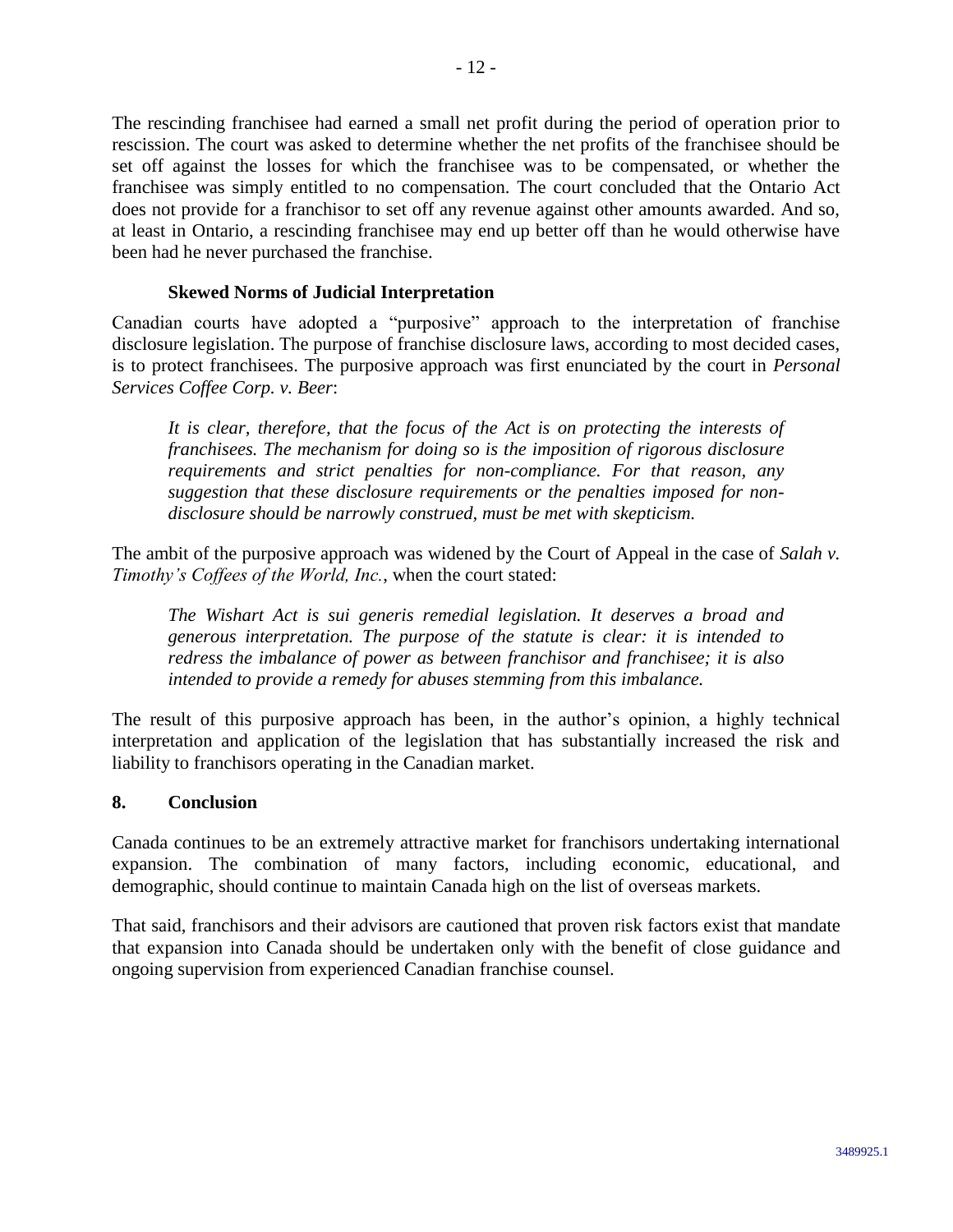The rescinding franchisee had earned a small net profit during the period of operation prior to rescission. The court was asked to determine whether the net profits of the franchisee should be set off against the losses for which the franchisee was to be compensated, or whether the franchisee was simply entitled to no compensation. The court concluded that the Ontario Act does not provide for a franchisor to set off any revenue against other amounts awarded. And so, at least in Ontario, a rescinding franchisee may end up better off than he would otherwise have been had he never purchased the franchise.

### Skewed Norms of Judicial Interpretation

Canadian courts have adopted a "purposive" approach to the interpretation of franchise disclosure legislation. The purpose of franchise disclosure laws, according to most decided cases, is to protect franchisees. The purposive approach was first enunciated by the court in *Personal Services Coffee Corp. v. Beer*:

> *It is clear, therefore, that the focus of the Act is on protecting the interests of franchisees. The mechanism for doing so is the imposition of rigorous disclosure requirements and strict penalties for non-compliance. For that reason, any suggestion that these disclosure requirements or the penalties imposed for non-disclosure should be narrowly construed, must be met with skepticism.*

The ambit of the purposive approach was widened by the Court of Appeal in the case of *Salah v. Timothy's Coffees of the World, Inc.*, when the court stated:

> *The Wishart Act is sui generis remedial legislation. It deserves a broad and generous interpretation. The purpose of the statute is clear: it is intended to redress the imbalance of power as between franchisor and franchisee; it is also intended to provide a remedy for abuses stemming from this imbalance.*

The result of this purposive approach has been, in the author's opinion, a highly technical interpretation and application of the legislation that has substantially increased the risk and liability to franchisors operating in the Canadian market.

## 8. Conclusion

Canada continues to be an extremely attractive market for franchisors undertaking international expansion. The combination of many factors, including economic, educational, and demographic, should continue to maintain Canada high on the list of overseas markets.

That said, franchisors and their advisors are cautioned that proven risk factors exist that mandate that expansion into Canada should be undertaken only with the benefit of close guidance and ongoing supervision from experienced Canadian franchise counsel.